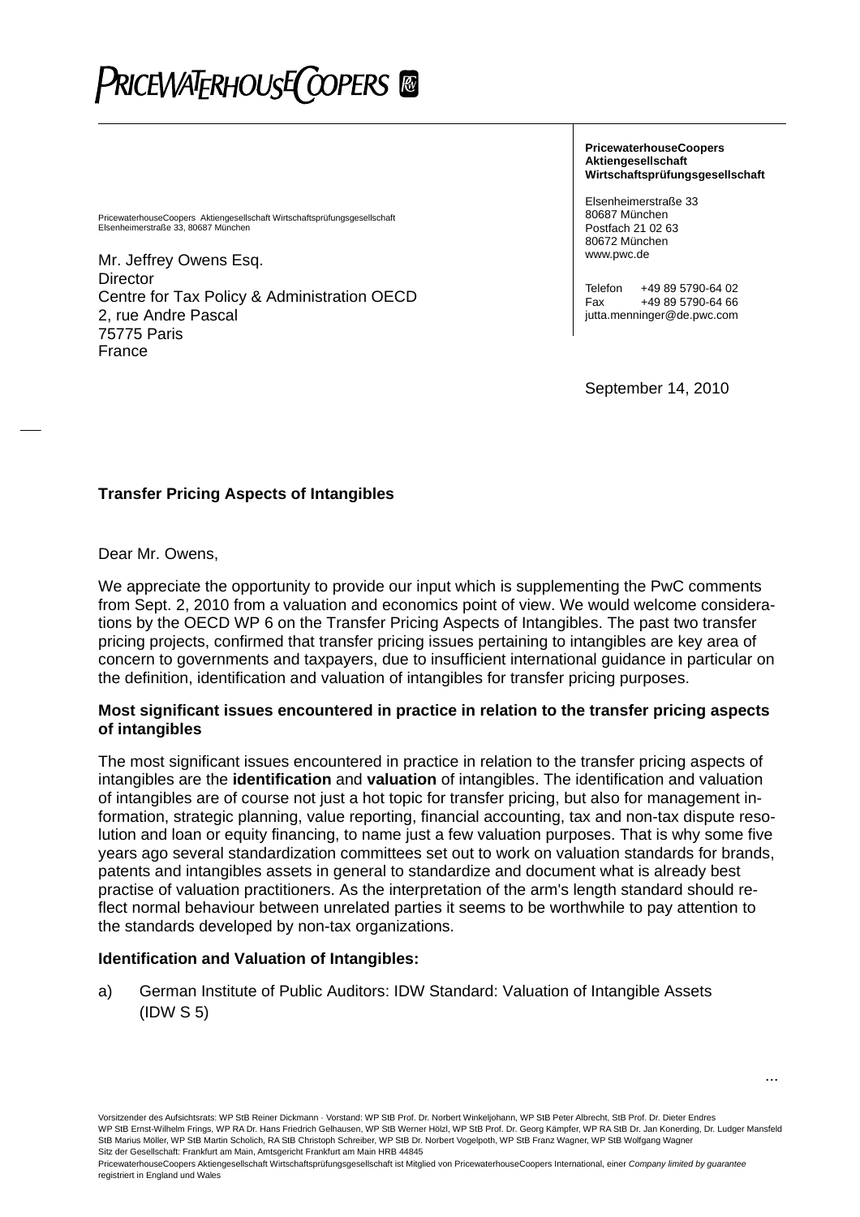PRICEWATERHOUSECOOPERS

PricewaterhouseCoopers Aktiengesellschaft Wirtschaftsprüfungsgesellschaft
Elsenheimerstraße 33, 80687 München

Mr. Jeffrey Owens Esq.
Director
Centre for Tax Policy & Administration OECD
2, rue Andre Pascal
75775 Paris
France

**PricewaterhouseCoopers Aktiengesellschaft Wirtschaftsprüfungsgesellschaft**

Elsenheimerstraße 33
80687 München
Postfach 21 02 63
80672 München
www.pwc.de

Telefon +49 89 5790-64 02
Fax +49 89 5790-64 66
jutta.menninger@de.pwc.com

September 14, 2010

**Transfer Pricing Aspects of Intangibles**

Dear Mr. Owens,

We appreciate the opportunity to provide our input which is supplementing the PwC comments from Sept. 2, 2010 from a valuation and economics point of view. We would welcome considerations by the OECD WP 6 on the Transfer Pricing Aspects of Intangibles. The past two transfer pricing projects, confirmed that transfer pricing issues pertaining to intangibles are key area of concern to governments and taxpayers, due to insufficient international guidance in particular on the definition, identification and valuation of intangibles for transfer pricing purposes.

**Most significant issues encountered in practice in relation to the transfer pricing aspects of intangibles**

The most significant issues encountered in practice in relation to the transfer pricing aspects of intangibles are the **identification** and **valuation** of intangibles. The identification and valuation of intangibles are of course not just a hot topic for transfer pricing, but also for management information, strategic planning, value reporting, financial accounting, tax and non-tax dispute resolution and loan or equity financing, to name just a few valuation purposes. That is why some five years ago several standardization committees set out to work on valuation standards for brands, patents and intangibles assets in general to standardize and document what is already best practise of valuation practitioners. As the interpretation of the arm's length standard should reflect normal behaviour between unrelated parties it seems to be worthwhile to pay attention to the standards developed by non-tax organizations.

**Identification and Valuation of Intangibles:**

a) German Institute of Public Auditors: IDW Standard: Valuation of Intangible Assets (IDW S 5)

...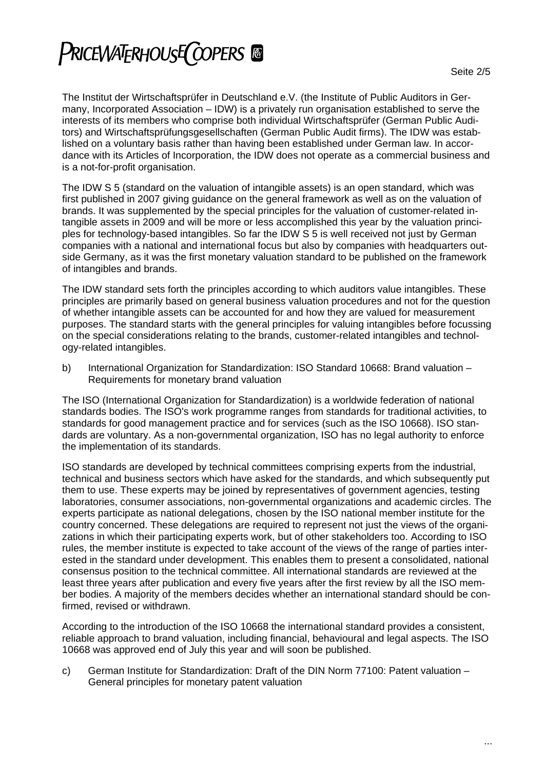The Institut der Wirtschaftsprüfer in Deutschland e.V. (the Institute of Public Auditors in Germany, Incorporated Association – IDW) is a privately run organisation established to serve the interests of its members who comprise both individual Wirtschaftsprüfer (German Public Auditors) and Wirtschaftsprüfungsgesellschaften (German Public Audit firms). The IDW was established on a voluntary basis rather than having been established under German law. In accordance with its Articles of Incorporation, the IDW does not operate as a commercial business and is a not-for-profit organisation.

The IDW S 5 (standard on the valuation of intangible assets) is an open standard, which was first published in 2007 giving guidance on the general framework as well as on the valuation of brands. It was supplemented by the special principles for the valuation of customer-related intangible assets in 2009 and will be more or less accomplished this year by the valuation principles for technology-based intangibles. So far the IDW S 5 is well received not just by German companies with a national and international focus but also by companies with headquarters outside Germany, as it was the first monetary valuation standard to be published on the framework of intangibles and brands.

The IDW standard sets forth the principles according to which auditors value intangibles. These principles are primarily based on general business valuation procedures and not for the question of whether intangible assets can be accounted for and how they are valued for measurement purposes. The standard starts with the general principles for valuing intangibles before focussing on the special considerations relating to the brands, customer-related intangibles and technology-related intangibles.

b) International Organization for Standardization: ISO Standard 10668: Brand valuation – Requirements for monetary brand valuation

The ISO (International Organization for Standardization) is a worldwide federation of national standards bodies. The ISO's work programme ranges from standards for traditional activities, to standards for good management practice and for services (such as the ISO 10668). ISO standards are voluntary. As a non-governmental organization, ISO has no legal authority to enforce the implementation of its standards.

ISO standards are developed by technical committees comprising experts from the industrial, technical and business sectors which have asked for the standards, and which subsequently put them to use. These experts may be joined by representatives of government agencies, testing laboratories, consumer associations, non-governmental organizations and academic circles. The experts participate as national delegations, chosen by the ISO national member institute for the country concerned. These delegations are required to represent not just the views of the organizations in which their participating experts work, but of other stakeholders too. According to ISO rules, the member institute is expected to take account of the views of the range of parties interested in the standard under development. This enables them to present a consolidated, national consensus position to the technical committee. All international standards are reviewed at the least three years after publication and every five years after the first review by all the ISO member bodies. A majority of the members decides whether an international standard should be confirmed, revised or withdrawn.

According to the introduction of the ISO 10668 the international standard provides a consistent, reliable approach to brand valuation, including financial, behavioural and legal aspects. The ISO 10668 was approved end of July this year and will soon be published.

c) German Institute for Standardization: Draft of the DIN Norm 77100: Patent valuation – General principles for monetary patent valuation

...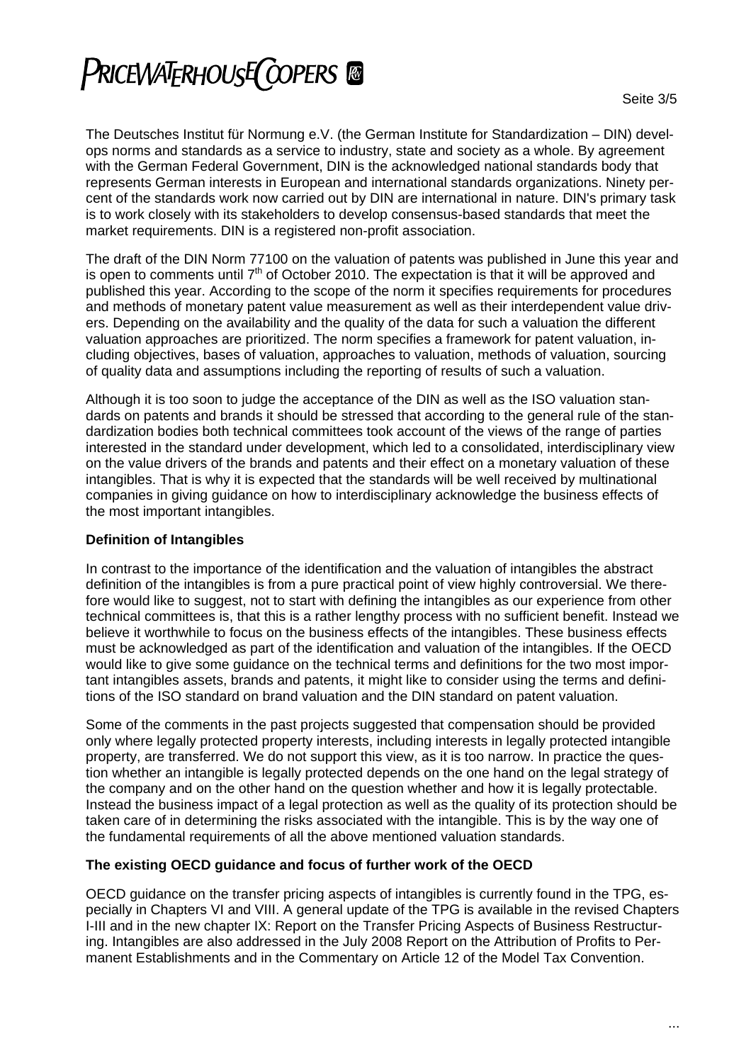The Deutsches Institut für Normung e.V. (the German Institute for Standardization – DIN) develops norms and standards as a service to industry, state and society as a whole. By agreement with the German Federal Government, DIN is the acknowledged national standards body that represents German interests in European and international standards organizations. Ninety percent of the standards work now carried out by DIN are international in nature. DIN's primary task is to work closely with its stakeholders to develop consensus-based standards that meet the market requirements. DIN is a registered non-profit association.

The draft of the DIN Norm 77100 on the valuation of patents was published in June this year and is open to comments until 7th of October 2010. The expectation is that it will be approved and published this year. According to the scope of the norm it specifies requirements for procedures and methods of monetary patent value measurement as well as their interdependent value drivers. Depending on the availability and the quality of the data for such a valuation the different valuation approaches are prioritized. The norm specifies a framework for patent valuation, including objectives, bases of valuation, approaches to valuation, methods of valuation, sourcing of quality data and assumptions including the reporting of results of such a valuation.

Although it is too soon to judge the acceptance of the DIN as well as the ISO valuation standards on patents and brands it should be stressed that according to the general rule of the standardization bodies both technical committees took account of the views of the range of parties interested in the standard under development, which led to a consolidated, interdisciplinary view on the value drivers of the brands and patents and their effect on a monetary valuation of these intangibles. That is why it is expected that the standards will be well received by multinational companies in giving guidance on how to interdisciplinary acknowledge the business effects of the most important intangibles.

**Definition of Intangibles**

In contrast to the importance of the identification and the valuation of intangibles the abstract definition of the intangibles is from a pure practical point of view highly controversial. We therefore would like to suggest, not to start with defining the intangibles as our experience from other technical committees is, that this is a rather lengthy process with no sufficient benefit. Instead we believe it worthwhile to focus on the business effects of the intangibles. These business effects must be acknowledged as part of the identification and valuation of the intangibles. If the OECD would like to give some guidance on the technical terms and definitions for the two most important intangibles assets, brands and patents, it might like to consider using the terms and definitions of the ISO standard on brand valuation and the DIN standard on patent valuation.

Some of the comments in the past projects suggested that compensation should be provided only where legally protected property interests, including interests in legally protected intangible property, are transferred. We do not support this view, as it is too narrow. In practice the question whether an intangible is legally protected depends on the one hand on the legal strategy of the company and on the other hand on the question whether and how it is legally protectable. Instead the business impact of a legal protection as well as the quality of its protection should be taken care of in determining the risks associated with the intangible. This is by the way one of the fundamental requirements of all the above mentioned valuation standards.

**The existing OECD guidance and focus of further work of the OECD**

OECD guidance on the transfer pricing aspects of intangibles is currently found in the TPG, especially in Chapters VI and VIII. A general update of the TPG is available in the revised Chapters I-III and in the new chapter IX: Report on the Transfer Pricing Aspects of Business Restructuring. Intangibles are also addressed in the July 2008 Report on the Attribution of Profits to Permanent Establishments and in the Commentary on Article 12 of the Model Tax Convention.

...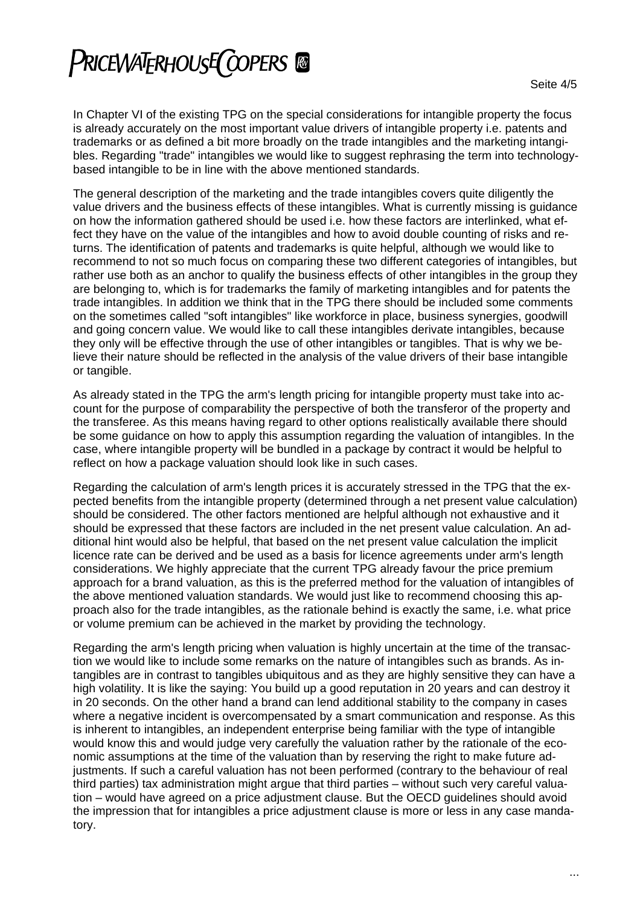In Chapter VI of the existing TPG on the special considerations for intangible property the focus is already accurately on the most important value drivers of intangible property i.e. patents and trademarks or as defined a bit more broadly on the trade intangibles and the marketing intangibles. Regarding "trade" intangibles we would like to suggest rephrasing the term into technology-based intangible to be in line with the above mentioned standards.

The general description of the marketing and the trade intangibles covers quite diligently the value drivers and the business effects of these intangibles. What is currently missing is guidance on how the information gathered should be used i.e. how these factors are interlinked, what effect they have on the value of the intangibles and how to avoid double counting of risks and returns. The identification of patents and trademarks is quite helpful, although we would like to recommend to not so much focus on comparing these two different categories of intangibles, but rather use both as an anchor to qualify the business effects of other intangibles in the group they are belonging to, which is for trademarks the family of marketing intangibles and for patents the trade intangibles. In addition we think that in the TPG there should be included some comments on the sometimes called "soft intangibles" like workforce in place, business synergies, goodwill and going concern value. We would like to call these intangibles derivate intangibles, because they only will be effective through the use of other intangibles or tangibles. That is why we believe their nature should be reflected in the analysis of the value drivers of their base intangible or tangible.

As already stated in the TPG the arm's length pricing for intangible property must take into account for the purpose of comparability the perspective of both the transferor of the property and the transferee. As this means having regard to other options realistically available there should be some guidance on how to apply this assumption regarding the valuation of intangibles. In the case, where intangible property will be bundled in a package by contract it would be helpful to reflect on how a package valuation should look like in such cases.

Regarding the calculation of arm's length prices it is accurately stressed in the TPG that the expected benefits from the intangible property (determined through a net present value calculation) should be considered. The other factors mentioned are helpful although not exhaustive and it should be expressed that these factors are included in the net present value calculation. An additional hint would also be helpful, that based on the net present value calculation the implicit licence rate can be derived and be used as a basis for licence agreements under arm's length considerations. We highly appreciate that the current TPG already favour the price premium approach for a brand valuation, as this is the preferred method for the valuation of intangibles of the above mentioned valuation standards. We would just like to recommend choosing this approach also for the trade intangibles, as the rationale behind is exactly the same, i.e. what price or volume premium can be achieved in the market by providing the technology.

Regarding the arm's length pricing when valuation is highly uncertain at the time of the transaction we would like to include some remarks on the nature of intangibles such as brands. As intangibles are in contrast to tangibles ubiquitous and as they are highly sensitive they can have a high volatility. It is like the saying: You build up a good reputation in 20 years and can destroy it in 20 seconds. On the other hand a brand can lend additional stability to the company in cases where a negative incident is overcompensated by a smart communication and response. As this is inherent to intangibles, an independent enterprise being familiar with the type of intangible would know this and would judge very carefully the valuation rather by the rationale of the economic assumptions at the time of the valuation than by reserving the right to make future adjustments. If such a careful valuation has not been performed (contrary to the behaviour of real third parties) tax administration might argue that third parties – without such very careful valuation – would have agreed on a price adjustment clause. But the OECD guidelines should avoid the impression that for intangibles a price adjustment clause is more or less in any case mandatory.

...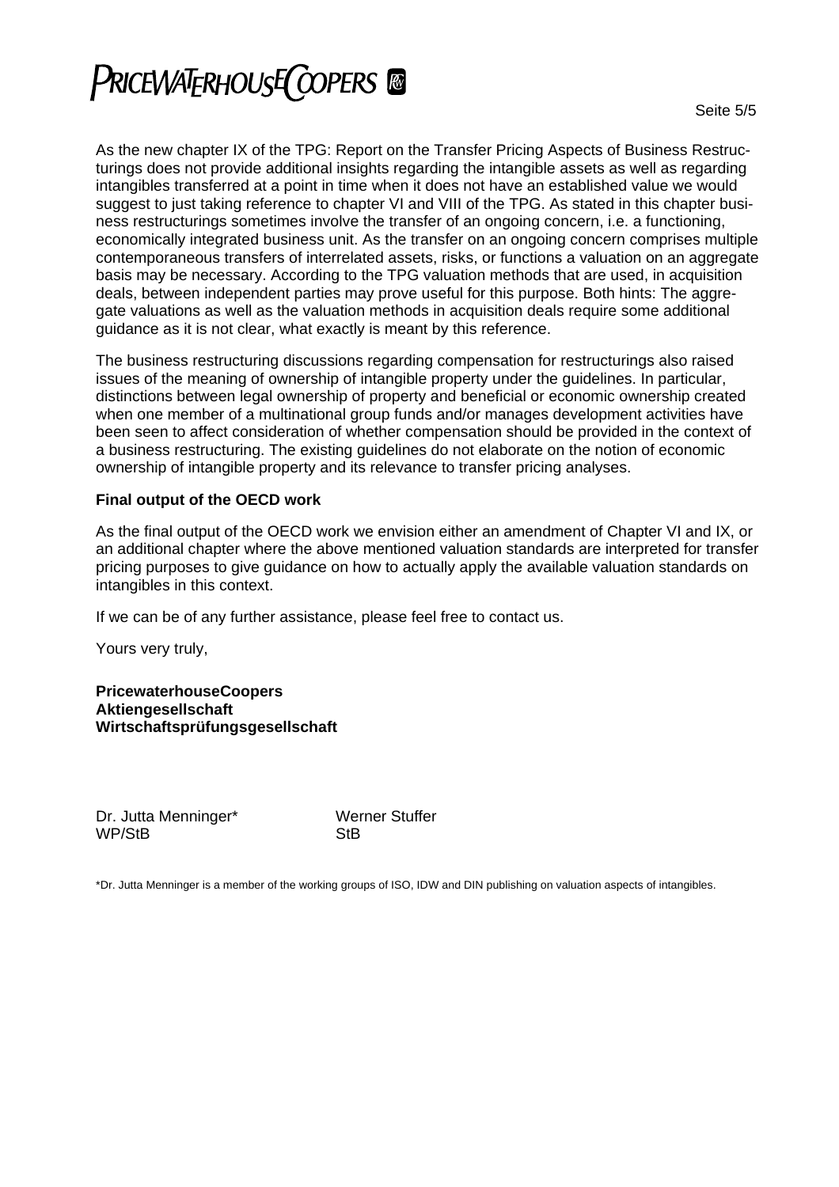As the new chapter IX of the TPG: Report on the Transfer Pricing Aspects of Business Restructurings does not provide additional insights regarding the intangible assets as well as regarding intangibles transferred at a point in time when it does not have an established value we would suggest to just taking reference to chapter VI and VIII of the TPG. As stated in this chapter business restructurings sometimes involve the transfer of an ongoing concern, i.e. a functioning, economically integrated business unit. As the transfer on an ongoing concern comprises multiple contemporaneous transfers of interrelated assets, risks, or functions a valuation on an aggregate basis may be necessary. According to the TPG valuation methods that are used, in acquisition deals, between independent parties may prove useful for this purpose. Both hints: The aggregate valuations as well as the valuation methods in acquisition deals require some additional guidance as it is not clear, what exactly is meant by this reference.

The business restructuring discussions regarding compensation for restructurings also raised issues of the meaning of ownership of intangible property under the guidelines. In particular, distinctions between legal ownership of property and beneficial or economic ownership created when one member of a multinational group funds and/or manages development activities have been seen to affect consideration of whether compensation should be provided in the context of a business restructuring. The existing guidelines do not elaborate on the notion of economic ownership of intangible property and its relevance to transfer pricing analyses.

**Final output of the OECD work**

As the final output of the OECD work we envision either an amendment of Chapter VI and IX, or an additional chapter where the above mentioned valuation standards are interpreted for transfer pricing purposes to give guidance on how to actually apply the available valuation standards on intangibles in this context.

If we can be of any further assistance, please feel free to contact us.

Yours very truly,

**PricewaterhouseCoopers**
**Aktiengesellschaft**
**Wirtschaftsprüfungsgesellschaft**

Dr. Jutta Menninger* WP/StB

Werner Stuffer StB

*Dr. Jutta Menninger is a member of the working groups of ISO, IDW and DIN publishing on valuation aspects of intangibles.